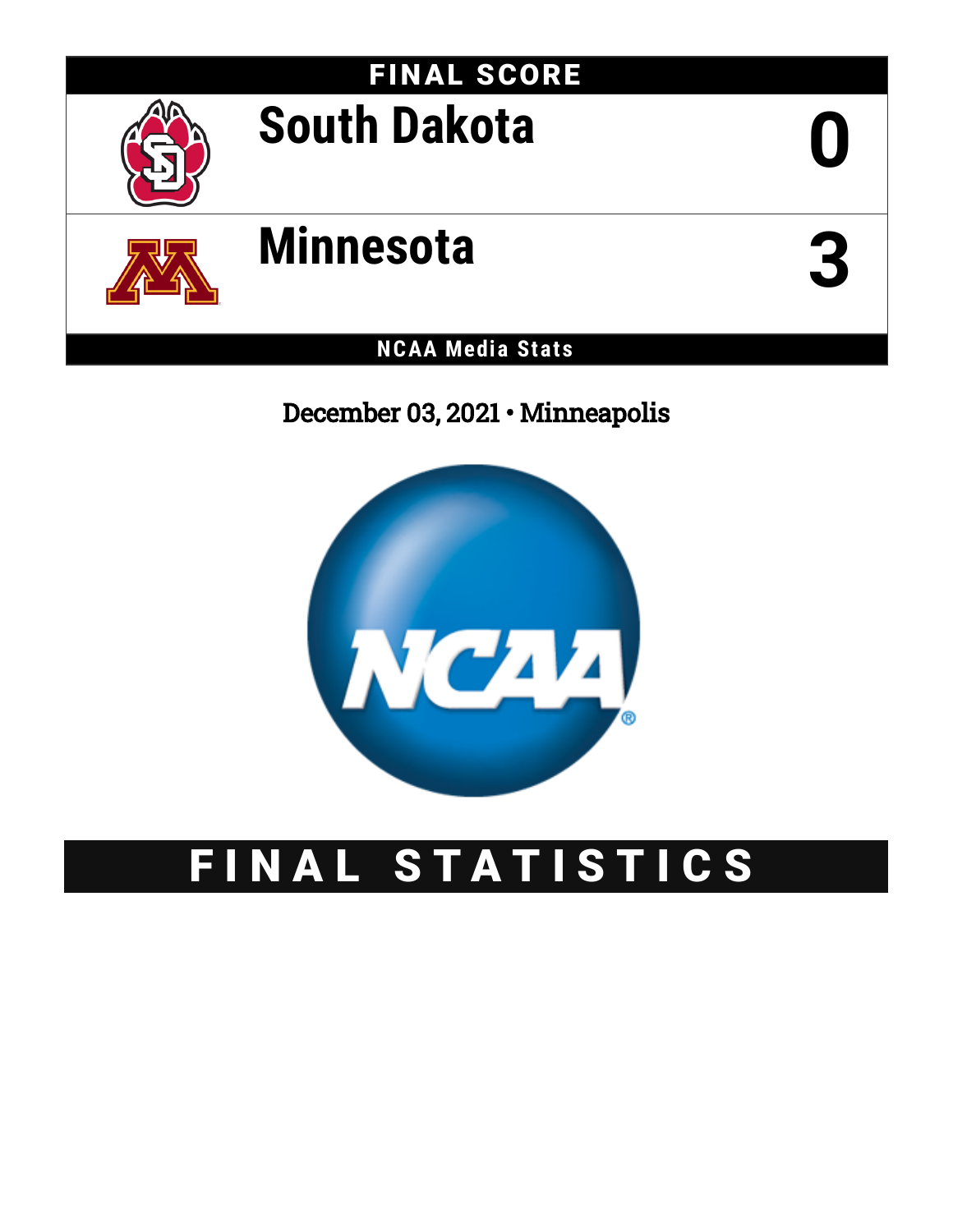# FINAL SCORE

| | |
|---|---|
| South Dakota | 0 |
| Minnesota | 3 |

**NCAA Media Stats**

December 03, 2021 • Minneapolis

# FINAL STATISTICS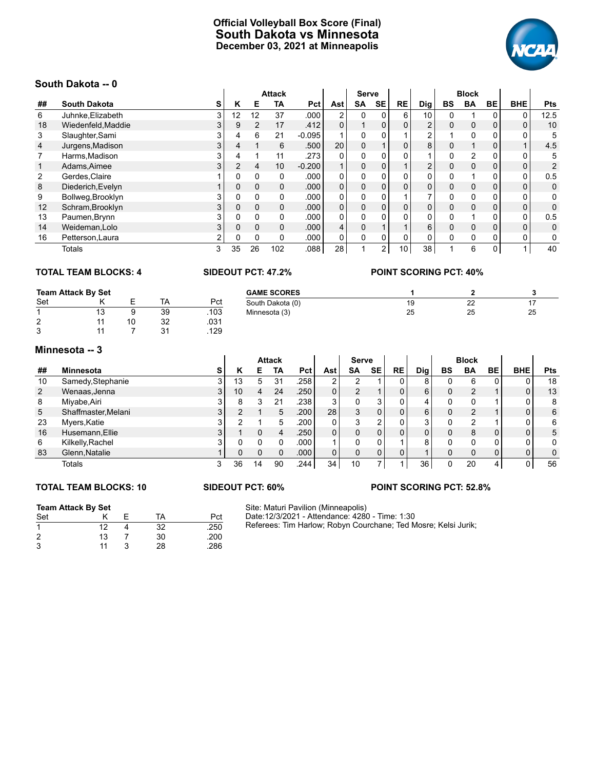# Official Volleyball Box Score (Final)
## South Dakota vs Minnesota
### December 03, 2021 at Minneapolis

## South Dakota -- 0

| | | | Attack | | | | | Serve | | | | Block | | | | |
|---|---|---|---|---|---|---|---|---|---|---|---|---|---|---|---|---|
| ## | South Dakota | S | K | E | TA | Pct | Ast | SA | SE | RE | Dig | BS | BA | BE | BHE | Pts |
| 6 | Juhnke,Elizabeth | 3 | 12 | 12 | 37 | .000 | 2 | 0 | 0 | 6 | 10 | 0 | 1 | 0 | 0 | 12.5 |
| 18 | Wiedenfeld,Maddie | 3 | 9 | 2 | 17 | .412 | 0 | 1 | 0 | 0 | 2 | 0 | 0 | 0 | 0 | 10 |
| 3 | Slaughter,Sami | 3 | 4 | 6 | 21 | -0.095 | 1 | 0 | 0 | 1 | 2 | 1 | 0 | 0 | 0 | 5 |
| 4 | Jurgens,Madison | 3 | 4 | 1 | 6 | .500 | 20 | 0 | 1 | 0 | 8 | 0 | 1 | 0 | 1 | 4.5 |
| 7 | Harms,Madison | 3 | 4 | 1 | 11 | .273 | 0 | 0 | 0 | 0 | 1 | 0 | 2 | 0 | 0 | 5 |
| 1 | Adams,Aimee | 3 | 2 | 4 | 10 | -0.200 | 1 | 0 | 0 | 1 | 2 | 0 | 0 | 0 | 0 | 2 |
| 2 | Gerdes,Claire | 1 | 0 | 0 | 0 | .000 | 0 | 0 | 0 | 0 | 0 | 0 | 1 | 0 | 0 | 0.5 |
| 8 | Diederich,Evelyn | 1 | 0 | 0 | 0 | .000 | 0 | 0 | 0 | 0 | 0 | 0 | 0 | 0 | 0 | 0 |
| 9 | Bollweg,Brooklyn | 3 | 0 | 0 | 0 | .000 | 0 | 0 | 0 | 1 | 7 | 0 | 0 | 0 | 0 | 0 |
| 12 | Schram,Brooklyn | 3 | 0 | 0 | 0 | .000 | 0 | 0 | 0 | 0 | 0 | 0 | 0 | 0 | 0 | 0 |
| 13 | Paumen,Brynn | 3 | 0 | 0 | 0 | .000 | 0 | 0 | 0 | 0 | 0 | 0 | 1 | 0 | 0 | 0.5 |
| 14 | Weideman,Lolo | 3 | 0 | 0 | 0 | .000 | 4 | 0 | 1 | 1 | 6 | 0 | 0 | 0 | 0 | 0 |
| 16 | Petterson,Laura | 2 | 0 | 0 | 0 | .000 | 0 | 0 | 0 | 0 | 0 | 0 | 0 | 0 | 0 | 0 |
| | Totals | 3 | 35 | 26 | 102 | .088 | 28 | 1 | 2 | 10 | 38 | 1 | 6 | 0 | 1 | 40 |

**TOTAL TEAM BLOCKS: 4** **SIDEOUT PCT: 47.2%** **POINT SCORING PCT: 40%**

**Team Attack By Set**

| Set | K | E | TA | Pct |
|---|---|---|---|---|
| 1 | 13 | 9 | 39 | .103 |
| 2 | 11 | 10 | 32 | .031 |
| 3 | 11 | 7 | 31 | .129 |

| GAME SCORES | 1 | 2 | 3 |
|---|---|---|---|
| South Dakota (0) | 19 | 22 | 17 |
| Minnesota (3) | 25 | 25 | 25 |

## Minnesota -- 3

| | | | Attack | | | | | Serve | | | | Block | | | | |
|---|---|---|---|---|---|---|---|---|---|---|---|---|---|---|---|---|
| ## | Minnesota | S | K | E | TA | Pct | Ast | SA | SE | RE | Dig | BS | BA | BE | BHE | Pts |
| 10 | Samedy,Stephanie | 3 | 13 | 5 | 31 | .258 | 2 | 2 | 1 | 0 | 8 | 0 | 6 | 0 | 0 | 18 |
| 2 | Wenaas,Jenna | 3 | 10 | 4 | 24 | .250 | 0 | 2 | 1 | 0 | 6 | 0 | 2 | 1 | 0 | 13 |
| 8 | Miyabe,Airi | 3 | 8 | 3 | 21 | .238 | 3 | 0 | 3 | 0 | 4 | 0 | 0 | 1 | 0 | 8 |
| 5 | Shaffmaster,Melani | 3 | 2 | 1 | 5 | .200 | 28 | 3 | 0 | 0 | 6 | 0 | 2 | 1 | 0 | 6 |
| 23 | Myers,Katie | 3 | 2 | 1 | 5 | .200 | 0 | 3 | 2 | 0 | 3 | 0 | 2 | 1 | 0 | 6 |
| 16 | Husemann,Ellie | 3 | 1 | 0 | 4 | .250 | 0 | 0 | 0 | 0 | 0 | 0 | 8 | 0 | 0 | 5 |
| 6 | Kilkelly,Rachel | 3 | 0 | 0 | 0 | .000 | 1 | 0 | 0 | 1 | 8 | 0 | 0 | 0 | 0 | 0 |
| 83 | Glenn,Natalie | 1 | 0 | 0 | 0 | .000 | 0 | 0 | 0 | 0 | 1 | 0 | 0 | 0 | 0 | 0 |
| | Totals | 3 | 36 | 14 | 90 | .244 | 34 | 10 | 7 | 1 | 36 | 0 | 20 | 4 | 0 | 56 |

**TOTAL TEAM BLOCKS: 10** **SIDEOUT PCT: 60%** **POINT SCORING PCT: 52.8%**

**Team Attack By Set**

| Set | K | E | TA | Pct |
|---|---|---|---|---|
| 1 | 12 | 4 | 32 | .250 |
| 2 | 13 | 7 | 30 | .200 |
| 3 | 11 | 3 | 28 | .286 |

Site: Maturi Pavilion (Minneapolis)
Date:12/3/2021 - Attendance: 4280 - Time: 1:30
Referees: Tim Harlow; Robyn Courchane; Ted Mosre; Kelsi Jurik;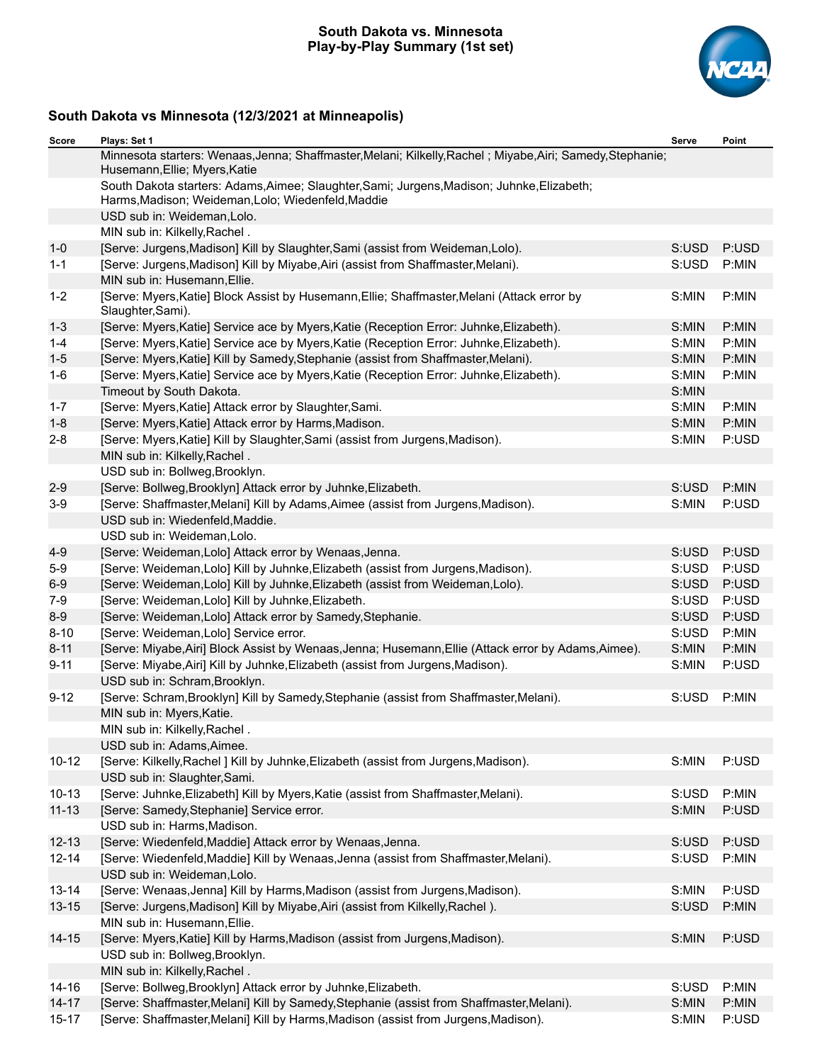# South Dakota vs. Minnesota
## Play-by-Play Summary (1st set)

### South Dakota vs Minnesota (12/3/2021 at Minneapolis)

| Score | Plays: Set 1 | Serve | Point |
|---|---|---|---|
| | Minnesota starters: Wenaas,Jenna; Shaffmaster,Melani; Kilkelly,Rachel ; Miyabe,Airi; Samedy,Stephanie; Husemann,Ellie; Myers,Katie | | |
| | South Dakota starters: Adams,Aimee; Slaughter,Sami; Jurgens,Madison; Juhnke,Elizabeth; Harms,Madison; Weideman,Lolo; Wiedenfeld,Maddie | | |
| | USD sub in: Weideman,Lolo. | | |
| | MIN sub in: Kilkelly,Rachel . | | |
| 1-0 | [Serve: Jurgens,Madison] Kill by Slaughter,Sami (assist from Weideman,Lolo). | S:USD | P:USD |
| 1-1 | [Serve: Jurgens,Madison] Kill by Miyabe,Airi (assist from Shaffmaster,Melani). | S:USD | P:MIN |
| | MIN sub in: Husemann,Ellie. | | |
| 1-2 | [Serve: Myers,Katie] Block Assist by Husemann,Ellie; Shaffmaster,Melani (Attack error by Slaughter,Sami). | S:MIN | P:MIN |
| 1-3 | [Serve: Myers,Katie] Service ace by Myers,Katie (Reception Error: Juhnke,Elizabeth). | S:MIN | P:MIN |
| 1-4 | [Serve: Myers,Katie] Service ace by Myers,Katie (Reception Error: Juhnke,Elizabeth). | S:MIN | P:MIN |
| 1-5 | [Serve: Myers,Katie] Kill by Samedy,Stephanie (assist from Shaffmaster,Melani). | S:MIN | P:MIN |
| 1-6 | [Serve: Myers,Katie] Service ace by Myers,Katie (Reception Error: Juhnke,Elizabeth). | S:MIN | P:MIN |
| | Timeout by South Dakota. | S:MIN | |
| 1-7 | [Serve: Myers,Katie] Attack error by Slaughter,Sami. | S:MIN | P:MIN |
| 1-8 | [Serve: Myers,Katie] Attack error by Harms,Madison. | S:MIN | P:MIN |
| 2-8 | [Serve: Myers,Katie] Kill by Slaughter,Sami (assist from Jurgens,Madison). | S:MIN | P:USD |
| | MIN sub in: Kilkelly,Rachel . | | |
| | USD sub in: Bollweg,Brooklyn. | | |
| 2-9 | [Serve: Bollweg,Brooklyn] Attack error by Juhnke,Elizabeth. | S:USD | P:MIN |
| 3-9 | [Serve: Shaffmaster,Melani] Kill by Adams,Aimee (assist from Jurgens,Madison). | S:MIN | P:USD |
| | USD sub in: Wiedenfeld,Maddie. | | |
| | USD sub in: Weideman,Lolo. | | |
| 4-9 | [Serve: Weideman,Lolo] Attack error by Wenaas,Jenna. | S:USD | P:USD |
| 5-9 | [Serve: Weideman,Lolo] Kill by Juhnke,Elizabeth (assist from Jurgens,Madison). | S:USD | P:USD |
| 6-9 | [Serve: Weideman,Lolo] Kill by Juhnke,Elizabeth (assist from Weideman,Lolo). | S:USD | P:USD |
| 7-9 | [Serve: Weideman,Lolo] Kill by Juhnke,Elizabeth. | S:USD | P:USD |
| 8-9 | [Serve: Weideman,Lolo] Attack error by Samedy,Stephanie. | S:USD | P:USD |
| 8-10 | [Serve: Weideman,Lolo] Service error. | S:USD | P:MIN |
| 8-11 | [Serve: Miyabe,Airi] Block Assist by Wenaas,Jenna; Husemann,Ellie (Attack error by Adams,Aimee). | S:MIN | P:MIN |
| 9-11 | [Serve: Miyabe,Airi] Kill by Juhnke,Elizabeth (assist from Jurgens,Madison). | S:MIN | P:USD |
| | USD sub in: Schram,Brooklyn. | | |
| 9-12 | [Serve: Schram,Brooklyn] Kill by Samedy,Stephanie (assist from Shaffmaster,Melani). | S:USD | P:MIN |
| | MIN sub in: Myers,Katie. | | |
| | MIN sub in: Kilkelly,Rachel . | | |
| | USD sub in: Adams,Aimee. | | |
| 10-12 | [Serve: Kilkelly,Rachel ] Kill by Juhnke,Elizabeth (assist from Jurgens,Madison). | S:MIN | P:USD |
| | USD sub in: Slaughter,Sami. | | |
| 10-13 | [Serve: Juhnke,Elizabeth] Kill by Myers,Katie (assist from Shaffmaster,Melani). | S:USD | P:MIN |
| 11-13 | [Serve: Samedy,Stephanie] Service error. | S:MIN | P:USD |
| | USD sub in: Harms,Madison. | | |
| 12-13 | [Serve: Wiedenfeld,Maddie] Attack error by Wenaas,Jenna. | S:USD | P:USD |
| 12-14 | [Serve: Wiedenfeld,Maddie] Kill by Wenaas,Jenna (assist from Shaffmaster,Melani). | S:USD | P:MIN |
| | USD sub in: Weideman,Lolo. | | |
| 13-14 | [Serve: Wenaas,Jenna] Kill by Harms,Madison (assist from Jurgens,Madison). | S:MIN | P:USD |
| 13-15 | [Serve: Jurgens,Madison] Kill by Miyabe,Airi (assist from Kilkelly,Rachel ). | S:USD | P:MIN |
| | MIN sub in: Husemann,Ellie. | | |
| 14-15 | [Serve: Myers,Katie] Kill by Harms,Madison (assist from Jurgens,Madison). | S:MIN | P:USD |
| | USD sub in: Bollweg,Brooklyn. | | |
| | MIN sub in: Kilkelly,Rachel . | | |
| 14-16 | [Serve: Bollweg,Brooklyn] Attack error by Juhnke,Elizabeth. | S:USD | P:MIN |
| 14-17 | [Serve: Shaffmaster,Melani] Kill by Samedy,Stephanie (assist from Shaffmaster,Melani). | S:MIN | P:MIN |
| 15-17 | [Serve: Shaffmaster,Melani] Kill by Harms,Madison (assist from Jurgens,Madison). | S:MIN | P:USD |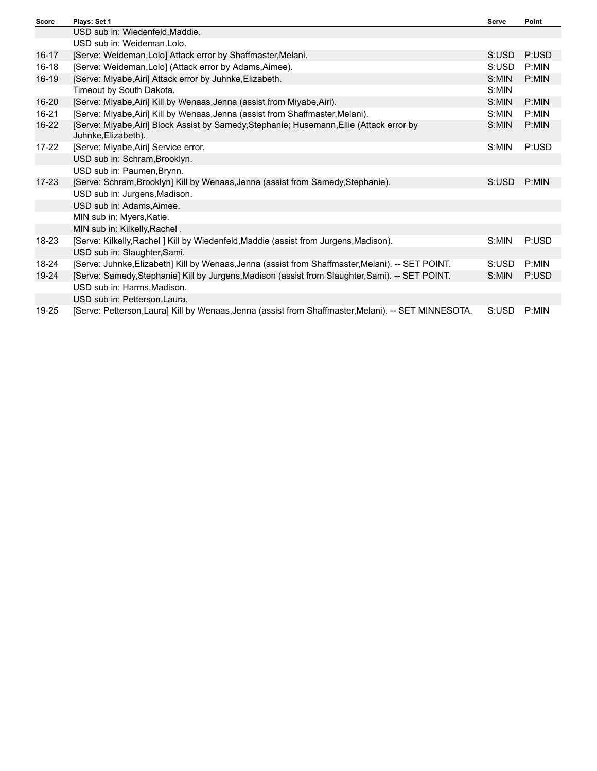| Score | Plays: Set 1 | Serve | Point |
|---|---|---|---|
| | USD sub in: Wiedenfeld,Maddie. | | |
| | USD sub in: Weideman,Lolo. | | |
| 16-17 | [Serve: Weideman,Lolo] Attack error by Shaffmaster,Melani. | S:USD | P:USD |
| 16-18 | [Serve: Weideman,Lolo] (Attack error by Adams,Aimee). | S:USD | P:MIN |
| 16-19 | [Serve: Miyabe,Airi] Attack error by Juhnke,Elizabeth. | S:MIN | P:MIN |
| | Timeout by South Dakota. | S:MIN | |
| 16-20 | [Serve: Miyabe,Airi] Kill by Wenaas,Jenna (assist from Miyabe,Airi). | S:MIN | P:MIN |
| 16-21 | [Serve: Miyabe,Airi] Kill by Wenaas,Jenna (assist from Shaffmaster,Melani). | S:MIN | P:MIN |
| 16-22 | [Serve: Miyabe,Airi] Block Assist by Samedy,Stephanie; Husemann,Ellie (Attack error by Juhnke,Elizabeth). | S:MIN | P:MIN |
| 17-22 | [Serve: Miyabe,Airi] Service error. | S:MIN | P:USD |
| | USD sub in: Schram,Brooklyn. | | |
| | USD sub in: Paumen,Brynn. | | |
| 17-23 | [Serve: Schram,Brooklyn] Kill by Wenaas,Jenna (assist from Samedy,Stephanie). | S:USD | P:MIN |
| | USD sub in: Jurgens,Madison. | | |
| | USD sub in: Adams,Aimee. | | |
| | MIN sub in: Myers,Katie. | | |
| | MIN sub in: Kilkelly,Rachel . | | |
| 18-23 | [Serve: Kilkelly,Rachel ] Kill by Wiedenfeld,Maddie (assist from Jurgens,Madison). | S:MIN | P:USD |
| | USD sub in: Slaughter,Sami. | | |
| 18-24 | [Serve: Juhnke,Elizabeth] Kill by Wenaas,Jenna (assist from Shaffmaster,Melani). -- SET POINT. | S:USD | P:MIN |
| 19-24 | [Serve: Samedy,Stephanie] Kill by Jurgens,Madison (assist from Slaughter,Sami). -- SET POINT. | S:MIN | P:USD |
| | USD sub in: Harms,Madison. | | |
| | USD sub in: Petterson,Laura. | | |
| 19-25 | [Serve: Petterson,Laura] Kill by Wenaas,Jenna (assist from Shaffmaster,Melani). -- SET MINNESOTA. | S:USD | P:MIN |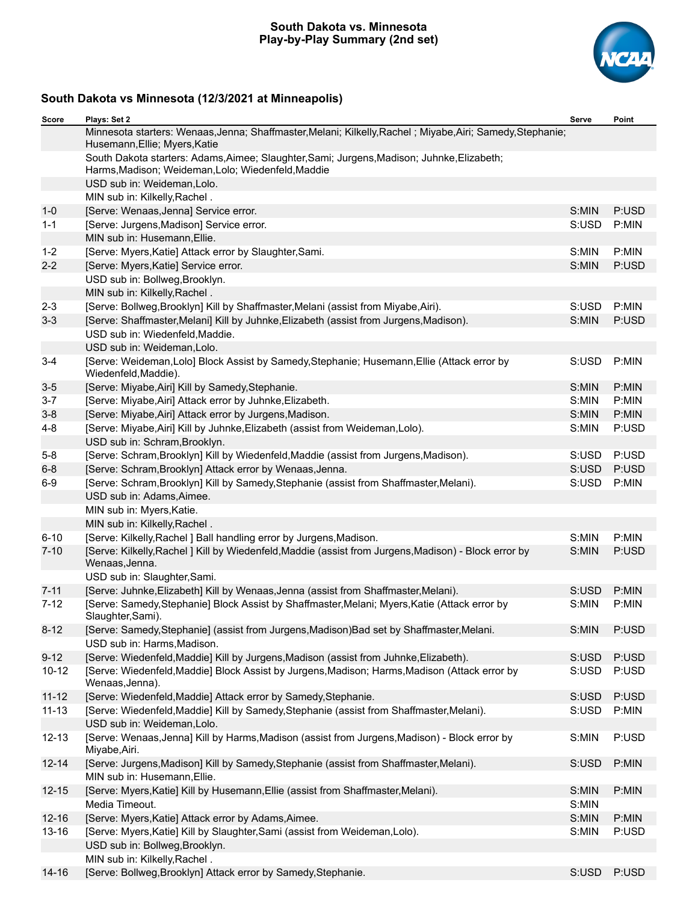# South Dakota vs. Minnesota
## Play-by-Play Summary (2nd set)

### South Dakota vs Minnesota (12/3/2021 at Minneapolis)

| Score | Plays: Set 2 | Serve | Point |
|---|---|---|---|
| | Minnesota starters: Wenaas,Jenna; Shaffmaster,Melani; Kilkelly,Rachel ; Miyabe,Airi; Samedy,Stephanie; Husemann,Ellie; Myers,Katie | | |
| | South Dakota starters: Adams,Aimee; Slaughter,Sami; Jurgens,Madison; Juhnke,Elizabeth; Harms,Madison; Weideman,Lolo; Wiedenfeld,Maddie | | |
| | USD sub in: Weideman,Lolo. | | |
| | MIN sub in: Kilkelly,Rachel . | | |
| 1-0 | [Serve: Wenaas,Jenna] Service error. | S:MIN | P:USD |
| 1-1 | [Serve: Jurgens,Madison] Service error. | S:USD | P:MIN |
| | MIN sub in: Husemann,Ellie. | | |
| 1-2 | [Serve: Myers,Katie] Attack error by Slaughter,Sami. | S:MIN | P:MIN |
| 2-2 | [Serve: Myers,Katie] Service error. | S:MIN | P:USD |
| | USD sub in: Bollweg,Brooklyn. | | |
| | MIN sub in: Kilkelly,Rachel . | | |
| 2-3 | [Serve: Bollweg,Brooklyn] Kill by Shaffmaster,Melani (assist from Miyabe,Airi). | S:USD | P:MIN |
| 3-3 | [Serve: Shaffmaster,Melani] Kill by Juhnke,Elizabeth (assist from Jurgens,Madison). | S:MIN | P:USD |
| | USD sub in: Wiedenfeld,Maddie. | | |
| | USD sub in: Weideman,Lolo. | | |
| 3-4 | [Serve: Weideman,Lolo] Block Assist by Samedy,Stephanie; Husemann,Ellie (Attack error by Wiedenfeld,Maddie). | S:USD | P:MIN |
| 3-5 | [Serve: Miyabe,Airi] Kill by Samedy,Stephanie. | S:MIN | P:MIN |
| 3-7 | [Serve: Miyabe,Airi] Attack error by Juhnke,Elizabeth. | S:MIN | P:MIN |
| 3-8 | [Serve: Miyabe,Airi] Attack error by Jurgens,Madison. | S:MIN | P:MIN |
| 4-8 | [Serve: Miyabe,Airi] Kill by Juhnke,Elizabeth (assist from Weideman,Lolo). | S:MIN | P:USD |
| | USD sub in: Schram,Brooklyn. | | |
| 5-8 | [Serve: Schram,Brooklyn] Kill by Wiedenfeld,Maddie (assist from Jurgens,Madison). | S:USD | P:USD |
| 6-8 | [Serve: Schram,Brooklyn] Attack error by Wenaas,Jenna. | S:USD | P:USD |
| 6-9 | [Serve: Schram,Brooklyn] Kill by Samedy,Stephanie (assist from Shaffmaster,Melani). | S:USD | P:MIN |
| | USD sub in: Adams,Aimee. | | |
| | MIN sub in: Myers,Katie. | | |
| | MIN sub in: Kilkelly,Rachel . | | |
| 6-10 | [Serve: Kilkelly,Rachel ] Ball handling error by Jurgens,Madison. | S:MIN | P:MIN |
| 7-10 | [Serve: Kilkelly,Rachel ] Kill by Wiedenfeld,Maddie (assist from Jurgens,Madison) - Block error by Wenaas,Jenna. | S:MIN | P:USD |
| | USD sub in: Slaughter,Sami. | | |
| 7-11 | [Serve: Juhnke,Elizabeth] Kill by Wenaas,Jenna (assist from Shaffmaster,Melani). | S:USD | P:MIN |
| 7-12 | [Serve: Samedy,Stephanie] Block Assist by Shaffmaster,Melani; Myers,Katie (Attack error by Slaughter,Sami). | S:MIN | P:MIN |
| 8-12 | [Serve: Samedy,Stephanie] (assist from Jurgens,Madison)Bad set by Shaffmaster,Melani. | S:MIN | P:USD |
| | USD sub in: Harms,Madison. | | |
| 9-12 | [Serve: Wiedenfeld,Maddie] Kill by Jurgens,Madison (assist from Juhnke,Elizabeth). | S:USD | P:USD |
| 10-12 | [Serve: Wiedenfeld,Maddie] Block Assist by Jurgens,Madison; Harms,Madison (Attack error by Wenaas,Jenna). | S:USD | P:USD |
| 11-12 | [Serve: Wiedenfeld,Maddie] Attack error by Samedy,Stephanie. | S:USD | P:USD |
| 11-13 | [Serve: Wiedenfeld,Maddie] Kill by Samedy,Stephanie (assist from Shaffmaster,Melani). | S:USD | P:MIN |
| | USD sub in: Weideman,Lolo. | | |
| 12-13 | [Serve: Wenaas,Jenna] Kill by Harms,Madison (assist from Jurgens,Madison) - Block error by Miyabe,Airi. | S:MIN | P:USD |
| 12-14 | [Serve: Jurgens,Madison] Kill by Samedy,Stephanie (assist from Shaffmaster,Melani). | S:USD | P:MIN |
| | MIN sub in: Husemann,Ellie. | | |
| 12-15 | [Serve: Myers,Katie] Kill by Husemann,Ellie (assist from Shaffmaster,Melani). | S:MIN | P:MIN |
| | Media Timeout. | S:MIN | |
| 12-16 | [Serve: Myers,Katie] Attack error by Adams,Aimee. | S:MIN | P:MIN |
| 13-16 | [Serve: Myers,Katie] Kill by Slaughter,Sami (assist from Weideman,Lolo). | S:MIN | P:USD |
| | USD sub in: Bollweg,Brooklyn. | | |
| | MIN sub in: Kilkelly,Rachel . | | |
| 14-16 | [Serve: Bollweg,Brooklyn] Attack error by Samedy,Stephanie. | S:USD | P:USD |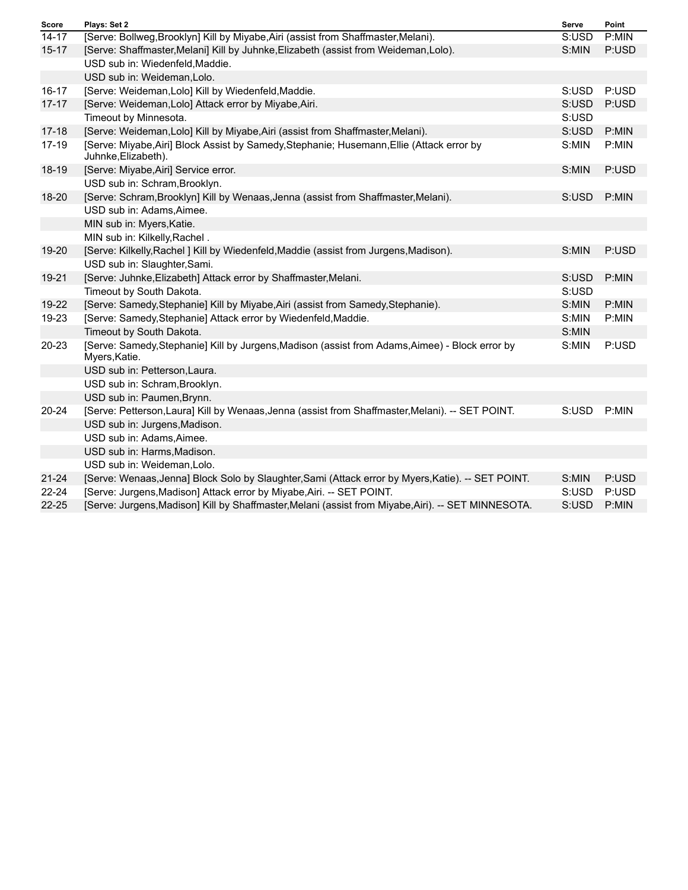| Score | Plays: Set 2 | Serve | Point |
| --- | --- | --- | --- |
| 14-17 | [Serve: Bollweg,Brooklyn] Kill by Miyabe,Airi (assist from Shaffmaster,Melani). | S:USD | P:MIN |
| 15-17 | [Serve: Shaffmaster,Melani] Kill by Juhnke,Elizabeth (assist from Weideman,Lolo). | S:MIN | P:USD |
| | USD sub in: Wiedenfeld,Maddie. | | |
| | USD sub in: Weideman,Lolo. | | |
| 16-17 | [Serve: Weideman,Lolo] Kill by Wiedenfeld,Maddie. | S:USD | P:USD |
| 17-17 | [Serve: Weideman,Lolo] Attack error by Miyabe,Airi. | S:USD | P:USD |
| | Timeout by Minnesota. | S:USD | |
| 17-18 | [Serve: Weideman,Lolo] Kill by Miyabe,Airi (assist from Shaffmaster,Melani). | S:USD | P:MIN |
| 17-19 | [Serve: Miyabe,Airi] Block Assist by Samedy,Stephanie; Husemann,Ellie (Attack error by Juhnke,Elizabeth). | S:MIN | P:MIN |
| 18-19 | [Serve: Miyabe,Airi] Service error. | S:MIN | P:USD |
| | USD sub in: Schram,Brooklyn. | | |
| 18-20 | [Serve: Schram,Brooklyn] Kill by Wenaas,Jenna (assist from Shaffmaster,Melani). | S:USD | P:MIN |
| | USD sub in: Adams,Aimee. | | |
| | MIN sub in: Myers,Katie. | | |
| | MIN sub in: Kilkelly,Rachel . | | |
| 19-20 | [Serve: Kilkelly,Rachel ] Kill by Wiedenfeld,Maddie (assist from Jurgens,Madison). | S:MIN | P:USD |
| | USD sub in: Slaughter,Sami. | | |
| 19-21 | [Serve: Juhnke,Elizabeth] Attack error by Shaffmaster,Melani. | S:USD | P:MIN |
| | Timeout by South Dakota. | S:USD | |
| 19-22 | [Serve: Samedy,Stephanie] Kill by Miyabe,Airi (assist from Samedy,Stephanie). | S:MIN | P:MIN |
| 19-23 | [Serve: Samedy,Stephanie] Attack error by Wiedenfeld,Maddie. | S:MIN | P:MIN |
| | Timeout by South Dakota. | S:MIN | |
| 20-23 | [Serve: Samedy,Stephanie] Kill by Jurgens,Madison (assist from Adams,Aimee) - Block error by Myers,Katie. | S:MIN | P:USD |
| | USD sub in: Petterson,Laura. | | |
| | USD sub in: Schram,Brooklyn. | | |
| | USD sub in: Paumen,Brynn. | | |
| 20-24 | [Serve: Petterson,Laura] Kill by Wenaas,Jenna (assist from Shaffmaster,Melani). -- SET POINT. | S:USD | P:MIN |
| | USD sub in: Jurgens,Madison. | | |
| | USD sub in: Adams,Aimee. | | |
| | USD sub in: Harms,Madison. | | |
| | USD sub in: Weideman,Lolo. | | |
| 21-24 | [Serve: Wenaas,Jenna] Block Solo by Slaughter,Sami (Attack error by Myers,Katie). -- SET POINT. | S:MIN | P:USD |
| 22-24 | [Serve: Jurgens,Madison] Attack error by Miyabe,Airi. -- SET POINT. | S:USD | P:USD |
| 22-25 | [Serve: Jurgens,Madison] Kill by Shaffmaster,Melani (assist from Miyabe,Airi). -- SET MINNESOTA. | S:USD | P:MIN |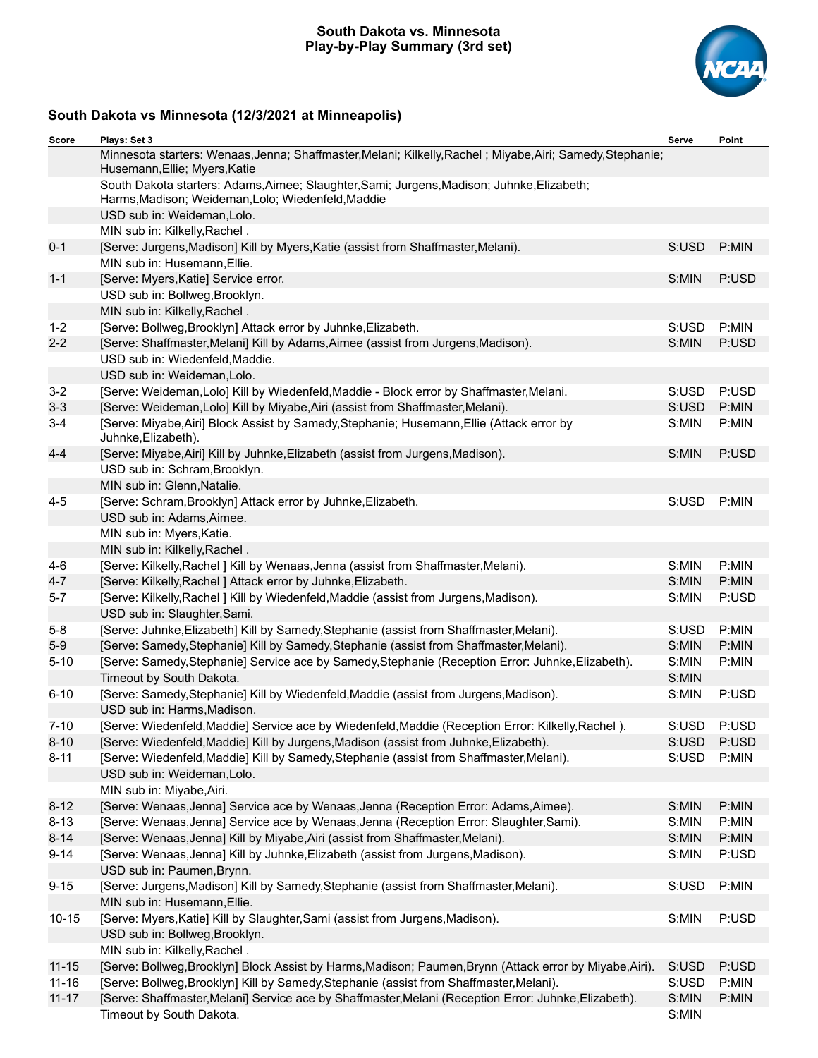# South Dakota vs. Minnesota
## Play-by-Play Summary (3rd set)

### South Dakota vs Minnesota (12/3/2021 at Minneapolis)

| Score | Plays: Set 3 | Serve | Point |
|---|---|---|---|
| | Minnesota starters: Wenaas,Jenna; Shaffmaster,Melani; Kilkelly,Rachel ; Miyabe,Airi; Samedy,Stephanie; Husemann,Ellie; Myers,Katie | | |
| | South Dakota starters: Adams,Aimee; Slaughter,Sami; Jurgens,Madison; Juhnke,Elizabeth; Harms,Madison; Weideman,Lolo; Wiedenfeld,Maddie | | |
| | USD sub in: Weideman,Lolo. | | |
| | MIN sub in: Kilkelly,Rachel . | | |
| 0-1 | [Serve: Jurgens,Madison] Kill by Myers,Katie (assist from Shaffmaster,Melani). | S:USD | P:MIN |
| | MIN sub in: Husemann,Ellie. | | |
| 1-1 | [Serve: Myers,Katie] Service error. | S:MIN | P:USD |
| | USD sub in: Bollweg,Brooklyn. | | |
| | MIN sub in: Kilkelly,Rachel . | | |
| 1-2 | [Serve: Bollweg,Brooklyn] Attack error by Juhnke,Elizabeth. | S:USD | P:MIN |
| 2-2 | [Serve: Shaffmaster,Melani] Kill by Adams,Aimee (assist from Jurgens,Madison). | S:MIN | P:USD |
| | USD sub in: Wiedenfeld,Maddie. | | |
| | USD sub in: Weideman,Lolo. | | |
| 3-2 | [Serve: Weideman,Lolo] Kill by Wiedenfeld,Maddie - Block error by Shaffmaster,Melani. | S:USD | P:USD |
| 3-3 | [Serve: Weideman,Lolo] Kill by Miyabe,Airi (assist from Shaffmaster,Melani). | S:USD | P:MIN |
| 3-4 | [Serve: Miyabe,Airi] Block Assist by Samedy,Stephanie; Husemann,Ellie (Attack error by Juhnke,Elizabeth). | S:MIN | P:MIN |
| 4-4 | [Serve: Miyabe,Airi] Kill by Juhnke,Elizabeth (assist from Jurgens,Madison). | S:MIN | P:USD |
| | USD sub in: Schram,Brooklyn. | | |
| | MIN sub in: Glenn,Natalie. | | |
| 4-5 | [Serve: Schram,Brooklyn] Attack error by Juhnke,Elizabeth. | S:USD | P:MIN |
| | USD sub in: Adams,Aimee. | | |
| | MIN sub in: Myers,Katie. | | |
| | MIN sub in: Kilkelly,Rachel . | | |
| 4-6 | [Serve: Kilkelly,Rachel ] Kill by Wenaas,Jenna (assist from Shaffmaster,Melani). | S:MIN | P:MIN |
| 4-7 | [Serve: Kilkelly,Rachel ] Attack error by Juhnke,Elizabeth. | S:MIN | P:MIN |
| 5-7 | [Serve: Kilkelly,Rachel ] Kill by Wiedenfeld,Maddie (assist from Jurgens,Madison). | S:MIN | P:USD |
| | USD sub in: Slaughter,Sami. | | |
| 5-8 | [Serve: Juhnke,Elizabeth] Kill by Samedy,Stephanie (assist from Shaffmaster,Melani). | S:USD | P:MIN |
| 5-9 | [Serve: Samedy,Stephanie] Kill by Samedy,Stephanie (assist from Shaffmaster,Melani). | S:MIN | P:MIN |
| 5-10 | [Serve: Samedy,Stephanie] Service ace by Samedy,Stephanie (Reception Error: Juhnke,Elizabeth). | S:MIN | P:MIN |
| | Timeout by South Dakota. | S:MIN | |
| 6-10 | [Serve: Samedy,Stephanie] Kill by Wiedenfeld,Maddie (assist from Jurgens,Madison). | S:MIN | P:USD |
| | USD sub in: Harms,Madison. | | |
| 7-10 | [Serve: Wiedenfeld,Maddie] Service ace by Wiedenfeld,Maddie (Reception Error: Kilkelly,Rachel ). | S:USD | P:USD |
| 8-10 | [Serve: Wiedenfeld,Maddie] Kill by Jurgens,Madison (assist from Juhnke,Elizabeth). | S:USD | P:USD |
| 8-11 | [Serve: Wiedenfeld,Maddie] Kill by Samedy,Stephanie (assist from Shaffmaster,Melani). | S:USD | P:MIN |
| | USD sub in: Weideman,Lolo. | | |
| | MIN sub in: Miyabe,Airi. | | |
| 8-12 | [Serve: Wenaas,Jenna] Service ace by Wenaas,Jenna (Reception Error: Adams,Aimee). | S:MIN | P:MIN |
| 8-13 | [Serve: Wenaas,Jenna] Service ace by Wenaas,Jenna (Reception Error: Slaughter,Sami). | S:MIN | P:MIN |
| 8-14 | [Serve: Wenaas,Jenna] Kill by Miyabe,Airi (assist from Shaffmaster,Melani). | S:MIN | P:MIN |
| 9-14 | [Serve: Wenaas,Jenna] Kill by Juhnke,Elizabeth (assist from Jurgens,Madison). | S:MIN | P:USD |
| | USD sub in: Paumen,Brynn. | | |
| 9-15 | [Serve: Jurgens,Madison] Kill by Samedy,Stephanie (assist from Shaffmaster,Melani). | S:USD | P:MIN |
| | MIN sub in: Husemann,Ellie. | | |
| 10-15 | [Serve: Myers,Katie] Kill by Slaughter,Sami (assist from Jurgens,Madison). | S:MIN | P:USD |
| | USD sub in: Bollweg,Brooklyn. | | |
| | MIN sub in: Kilkelly,Rachel . | | |
| 11-15 | [Serve: Bollweg,Brooklyn] Block Assist by Harms,Madison; Paumen,Brynn (Attack error by Miyabe,Airi). | S:USD | P:USD |
| 11-16 | [Serve: Bollweg,Brooklyn] Kill by Samedy,Stephanie (assist from Shaffmaster,Melani). | S:USD | P:MIN |
| 11-17 | [Serve: Shaffmaster,Melani] Service ace by Shaffmaster,Melani (Reception Error: Juhnke,Elizabeth). | S:MIN | P:MIN |
| | Timeout by South Dakota. | S:MIN | |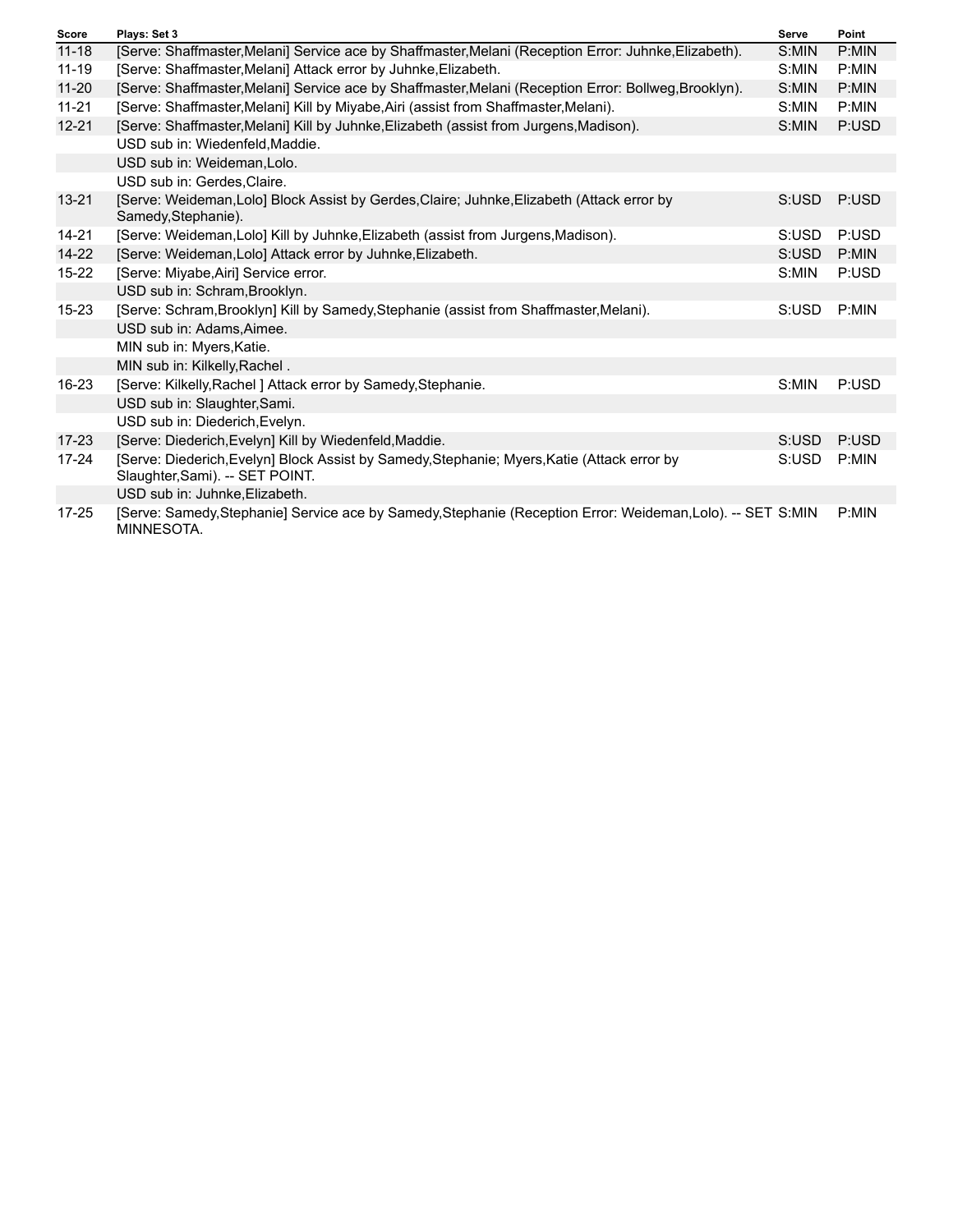| Score | Plays: Set 3 | Serve | Point |
| --- | --- | --- | --- |
| 11-18 | [Serve: Shaffmaster,Melani] Service ace by Shaffmaster,Melani (Reception Error: Juhnke,Elizabeth). | S:MIN | P:MIN |
| 11-19 | [Serve: Shaffmaster,Melani] Attack error by Juhnke,Elizabeth. | S:MIN | P:MIN |
| 11-20 | [Serve: Shaffmaster,Melani] Service ace by Shaffmaster,Melani (Reception Error: Bollweg,Brooklyn). | S:MIN | P:MIN |
| 11-21 | [Serve: Shaffmaster,Melani] Kill by Miyabe,Airi (assist from Shaffmaster,Melani). | S:MIN | P:MIN |
| 12-21 | [Serve: Shaffmaster,Melani] Kill by Juhnke,Elizabeth (assist from Jurgens,Madison). | S:MIN | P:USD |
| | USD sub in: Wiedenfeld,Maddie. | | |
| | USD sub in: Weideman,Lolo. | | |
| | USD sub in: Gerdes,Claire. | | |
| 13-21 | [Serve: Weideman,Lolo] Block Assist by Gerdes,Claire; Juhnke,Elizabeth (Attack error by Samedy,Stephanie). | S:USD | P:USD |
| 14-21 | [Serve: Weideman,Lolo] Kill by Juhnke,Elizabeth (assist from Jurgens,Madison). | S:USD | P:USD |
| 14-22 | [Serve: Weideman,Lolo] Attack error by Juhnke,Elizabeth. | S:USD | P:MIN |
| 15-22 | [Serve: Miyabe,Airi] Service error. | S:MIN | P:USD |
| | USD sub in: Schram,Brooklyn. | | |
| 15-23 | [Serve: Schram,Brooklyn] Kill by Samedy,Stephanie (assist from Shaffmaster,Melani). | S:USD | P:MIN |
| | USD sub in: Adams,Aimee. | | |
| | MIN sub in: Myers,Katie. | | |
| | MIN sub in: Kilkelly,Rachel . | | |
| 16-23 | [Serve: Kilkelly,Rachel ] Attack error by Samedy,Stephanie. | S:MIN | P:USD |
| | USD sub in: Slaughter,Sami. | | |
| | USD sub in: Diederich,Evelyn. | | |
| 17-23 | [Serve: Diederich,Evelyn] Kill by Wiedenfeld,Maddie. | S:USD | P:USD |
| 17-24 | [Serve: Diederich,Evelyn] Block Assist by Samedy,Stephanie; Myers,Katie (Attack error by Slaughter,Sami). -- SET POINT. | S:USD | P:MIN |
| | USD sub in: Juhnke,Elizabeth. | | |
| 17-25 | [Serve: Samedy,Stephanie] Service ace by Samedy,Stephanie (Reception Error: Weideman,Lolo). -- SET MINNESOTA. | S:MIN | P:MIN |